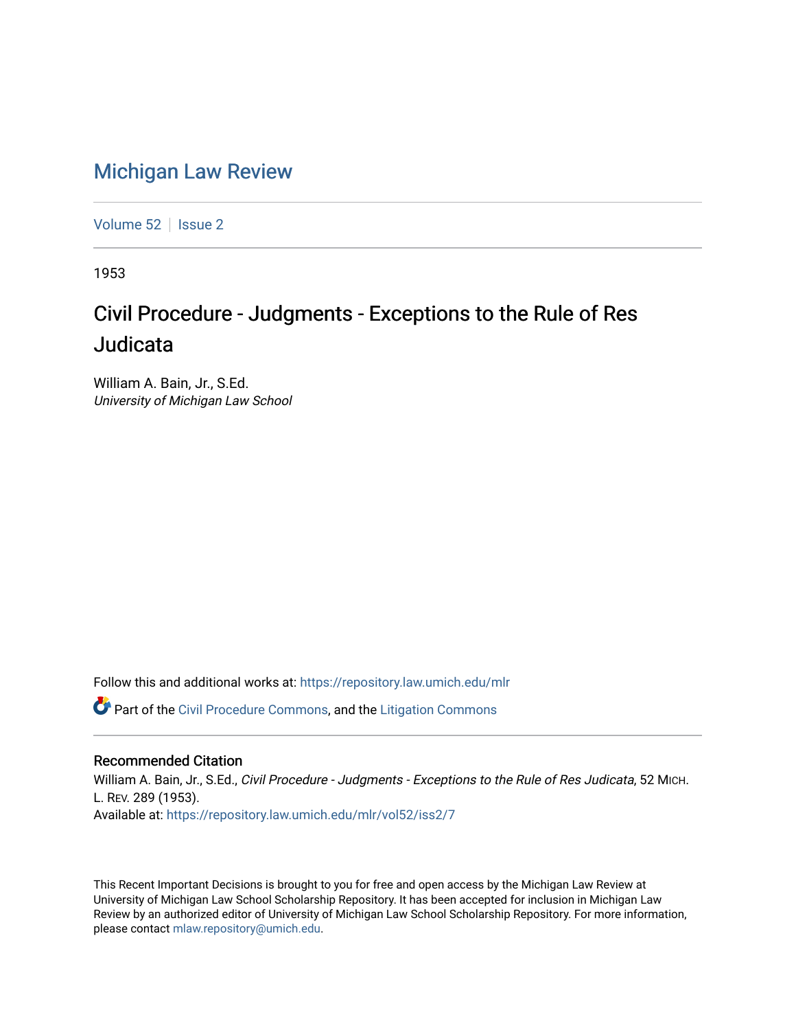# Michigan Law Review

Volume 52 | Issue 2

1953

## Civil Procedure - Judgments - Exceptions to the Rule of Res Judicata

William A. Bain, Jr., S.Ed.
*University of Michigan Law School*

Follow this and additional works at: https://repository.law.umich.edu/mlr

Part of the Civil Procedure Commons, and the Litigation Commons

### Recommended Citation

William A. Bain, Jr., S.Ed., *Civil Procedure - Judgments - Exceptions to the Rule of Res Judicata*, 52 MICH. L. REV. 289 (1953).
Available at: https://repository.law.umich.edu/mlr/vol52/iss2/7

This Recent Important Decisions is brought to you for free and open access by the Michigan Law Review at University of Michigan Law School Scholarship Repository. It has been accepted for inclusion in Michigan Law Review by an authorized editor of University of Michigan Law School Scholarship Repository. For more information, please contact mlaw.repository@umich.edu.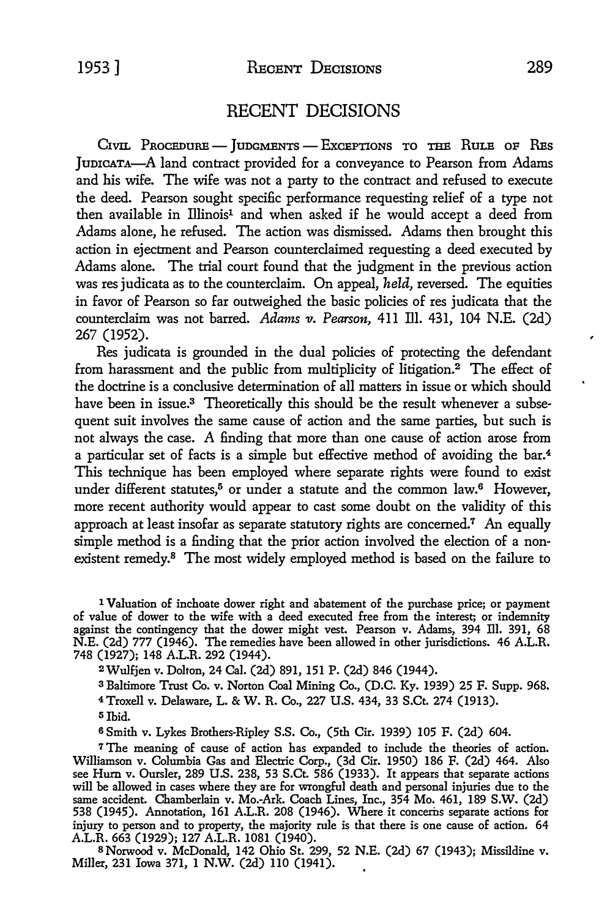# RECENT DECISIONS

CIVIL PROCEDURE — JUDGMENTS — EXCEPTIONS TO THE RULE OF RES JUDICATA—A land contract provided for a conveyance to Pearson from Adams and his wife. The wife was not a party to the contract and refused to execute the deed. Pearson sought specific performance requesting relief of a type not then available in Illinois[1] and when asked if he would accept a deed from Adams alone, he refused. The action was dismissed. Adams then brought this action in ejectment and Pearson counterclaimed requesting a deed executed by Adams alone. The trial court found that the judgment in the previous action was res judicata as to the counterclaim. On appeal, *held,* reversed. The equities in favor of Pearson so far outweighed the basic policies of res judicata that the counterclaim was not barred. *Adams v. Pearson,* 411 Ill. 431, 104 N.E. (2d) 267 (1952).

Res judicata is grounded in the dual policies of protecting the defendant from harassment and the public from multiplicity of litigation.[2] The effect of the doctrine is a conclusive determination of all matters in issue or which should have been in issue.[3] Theoretically this should be the result whenever a subsequent suit involves the same cause of action and the same parties, but such is not always the case. A finding that more than one cause of action arose from a particular set of facts is a simple but effective method of avoiding the bar.[4] This technique has been employed where separate rights were found to exist under different statutes,[5] or under a statute and the common law.[6] However, more recent authority would appear to cast some doubt on the validity of this approach at least insofar as separate statutory rights are concerned.[7] An equally simple method is a finding that the prior action involved the election of a nonexistent remedy.[8] The most widely employed method is based on the failure to

---

[1] Valuation of inchoate dower right and abatement of the purchase price; or payment of value of dower to the wife with a deed executed free from the interest; or indemnity against the contingency that the dower might vest. Pearson v. Adams, 394 Ill. 391, 68 N.E. (2d) 777 (1946). The remedies have been allowed in other jurisdictions. 46 A.L.R. 748 (1927); 148 A.L.R. 292 (1944).

[2] Wulfjen v. Dolton, 24 Cal. (2d) 891, 151 P. (2d) 846 (1944).

[3] Baltimore Trust Co. v. Norton Coal Mining Co., (D.C. Ky. 1939) 25 F. Supp. 968.

[4] Troxell v. Delaware, L. & W. R. Co., 227 U.S. 434, 33 S.Ct. 274 (1913).

[5] Ibid.

[6] Smith v. Lykes Brothers-Ripley S.S. Co., (5th Cir. 1939) 105 F. (2d) 604.

[7] The meaning of cause of action has expanded to include the theories of action. Williamson v. Columbia Gas and Electric Corp., (3d Cir. 1950) 186 F. (2d) 464. Also see Hurn v. Oursler, 289 U.S. 238, 53 S.Ct. 586 (1933). It appears that separate actions will be allowed in cases where they are for wrongful death and personal injuries due to the same accident. Chamberlain v. Mo.-Ark. Coach Lines, Inc., 354 Mo. 461, 189 S.W. (2d) 538 (1945). Annotation, 161 A.L.R. 208 (1946). Where it concerns separate actions for injury to person and to property, the majority rule is that there is one cause of action. 64 A.L.R. 663 (1929); 127 A.L.R. 1081 (1940).

[8] Norwood v. McDonald, 142 Ohio St. 299, 52 N.E. (2d) 67 (1943); Missildine v. Miller, 231 Iowa 371, 1 N.W. (2d) 110 (1941).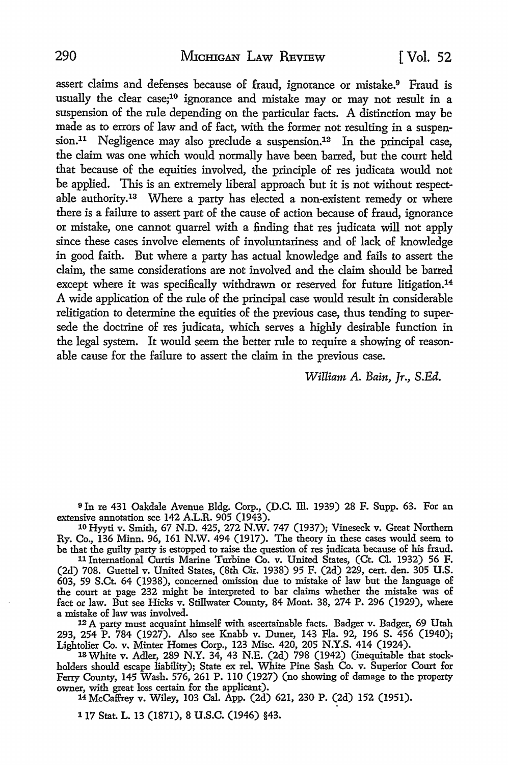assert claims and defenses because of fraud, ignorance or mistake.[9] Fraud is usually the clear case;[10] ignorance and mistake may or may not result in a suspension of the rule depending on the particular facts. A distinction may be made as to errors of law and of fact, with the former not resulting in a suspension.[11] Negligence may also preclude a suspension.[12] In the principal case, the claim was one which would normally have been barred, but the court held that because of the equities involved, the principle of res judicata would not be applied. This is an extremely liberal approach but it is not without respectable authority.[13] Where a party has elected a non-existent remedy or where there is a failure to assert part of the cause of action because of fraud, ignorance or mistake, one cannot quarrel with a finding that res judicata will not apply since these cases involve elements of involuntariness and of lack of knowledge in good faith. But where a party has actual knowledge and fails to assert the claim, the same considerations are not involved and the claim should be barred except where it was specifically withdrawn or reserved for future litigation.[14] A wide application of the rule of the principal case would result in considerable relitigation to determine the equities of the previous case, thus tending to supersede the doctrine of res judicata, which serves a highly desirable function in the legal system. It would seem the better rule to require a showing of reasonable cause for the failure to assert the claim in the previous case.

*William A. Bain, Jr., S.Ed.*

---

[9] In re 431 Oakdale Avenue Bldg. Corp., (D.C. Ill. 1939) 28 F. Supp. 63. For an extensive annotation see 142 A.L.R. 905 (1943).

[10] Hyyti v. Smith, 67 N.D. 425, 272 N.W. 747 (1937); Vineseck v. Great Northern Ry. Co., 136 Minn. 96, 161 N.W. 494 (1917). The theory in these cases would seem to be that the guilty party is estopped to raise the question of res judicata because of his fraud.

[11] International Curtis Marine Turbine Co. v. United States, (Ct. Cl. 1932) 56 F. (2d) 708. Guettel v. United States, (8th Cir. 1938) 95 F. (2d) 229, cert. den. 305 U.S. 603, 59 S.Ct. 64 (1938), concerned omission due to mistake of law but the language of the court at page 232 might be interpreted to bar claims whether the mistake was of fact or law. But see Hicks v. Stillwater County, 84 Mont. 38, 274 P. 296 (1929), where a mistake of law was involved.

[12] A party must acquaint himself with ascertainable facts. Badger v. Badger, 69 Utah 293, 254 P. 784 (1927). Also see Knabb v. Duner, 143 Fla. 92, 196 S. 456 (1940); Lightolier Co. v. Minter Homes Corp., 123 Misc. 420, 205 N.Y.S. 414 (1924).

[13] White v. Adler, 289 N.Y. 34, 43 N.E. (2d) 798 (1942) (inequitable that stockholders should escape liability); State ex rel. White Pine Sash Co. v. Superior Court for Ferry County, 145 Wash. 576, 261 P. 110 (1927) (no showing of damage to the property owner, with great loss certain for the applicant).

[14] McCaffrey v. Wiley, 103 Cal. App. (2d) 621, 230 P. (2d) 152 (1951).

[1] 17 Stat. L. 13 (1871), 8 U.S.C. (1946) §43.